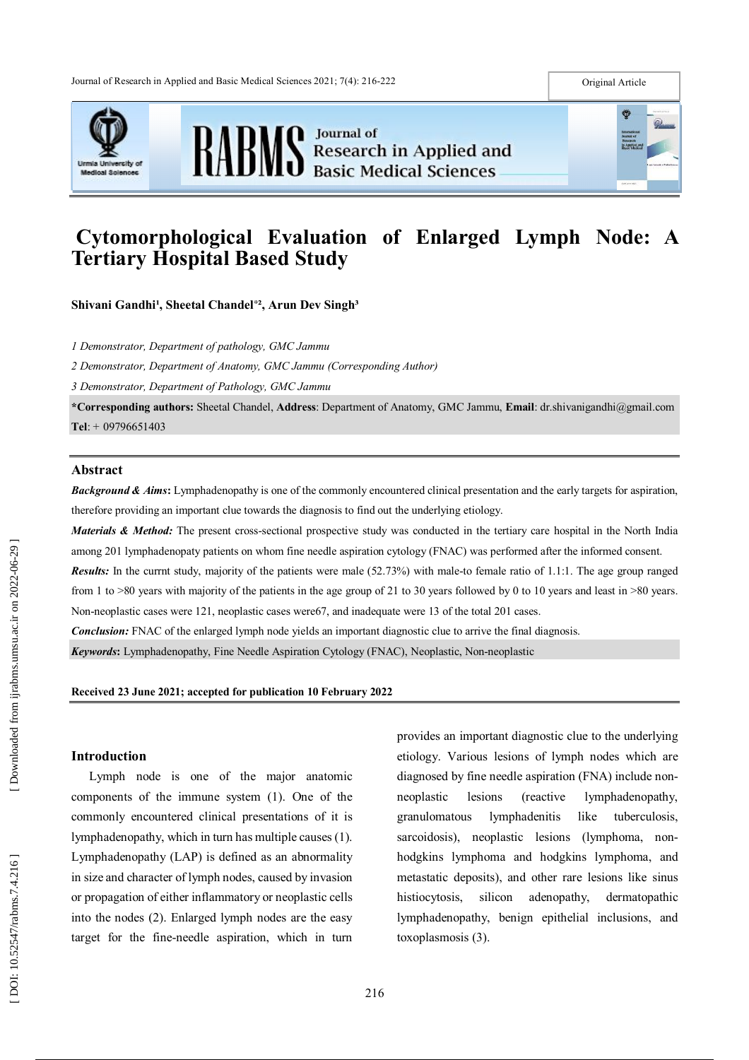Original Article

# Cytomorphological Evaluation of Enlarged Lymph Node: A Tertiary Hospital Based Study

**Shivani Gandhi[1], Sheetal Chandel*[2], Arun Dev Singh[3]**

*1 Demonstrator, Department of pathology, GMC Jammu*

*2 Demonstrator, Department of Anatomy, GMC Jammu (Corresponding Author)*

*3 Demonstrator, Department of Pathology, GMC Jammu*

***Corresponding authors:** Sheetal Chandel, **Address**: Department of Anatomy, GMC Jammu, **Email**: dr.shivanigandhi@gmail.com **Tel**: + 09796651403

## Abstract

***Background & Aims*:** Lymphadenopathy is one of the commonly encountered clinical presentation and the early targets for aspiration, therefore providing an important clue towards the diagnosis to find out the underlying etiology.

***Materials & Method:*** The present cross-sectional prospective study was conducted in the tertiary care hospital in the North India among 201 lymphadenopaty patients on whom fine needle aspiration cytology (FNAC) was performed after the informed consent.

***Results:*** In the currnt study, majority of the patients were male (52.73%) with male-to female ratio of 1.1:1. The age group ranged from 1 to >80 years with majority of the patients in the age group of 21 to 30 years followed by 0 to 10 years and least in >80 years. Non-neoplastic cases were 121, neoplastic cases were67, and inadequate were 13 of the total 201 cases.

***Conclusion:*** FNAC of the enlarged lymph node yields an important diagnostic clue to arrive the final diagnosis.

***Keywords*:** Lymphadenopathy, Fine Needle Aspiration Cytology (FNAC), Neoplastic, Non-neoplastic

**Received 23 June 2021; accepted for publication 10 February 2022**

## Introduction

Lymph node is one of the major anatomic components of the immune system (1). One of the commonly encountered clinical presentations of it is lymphadenopathy, which in turn has multiple causes (1). Lymphadenopathy (LAP) is defined as an abnormality in size and character of lymph nodes, caused by invasion or propagation of either inflammatory or neoplastic cells into the nodes (2). Enlarged lymph nodes are the easy target for the fine-needle aspiration, which in turn provides an important diagnostic clue to the underlying etiology. Various lesions of lymph nodes which are diagnosed by fine needle aspiration (FNA) include non-neoplastic lesions (reactive lymphadenopathy, granulomatous lymphadenitis like tuberculosis, sarcoidosis), neoplastic lesions (lymphoma, non-hodgkins lymphoma and hodgkins lymphoma, and metastatic deposits), and other rare lesions like sinus histiocytosis, silicon adenopathy, dermatopathic lymphadenopathy, benign epithelial inclusions, and toxoplasmosis (3).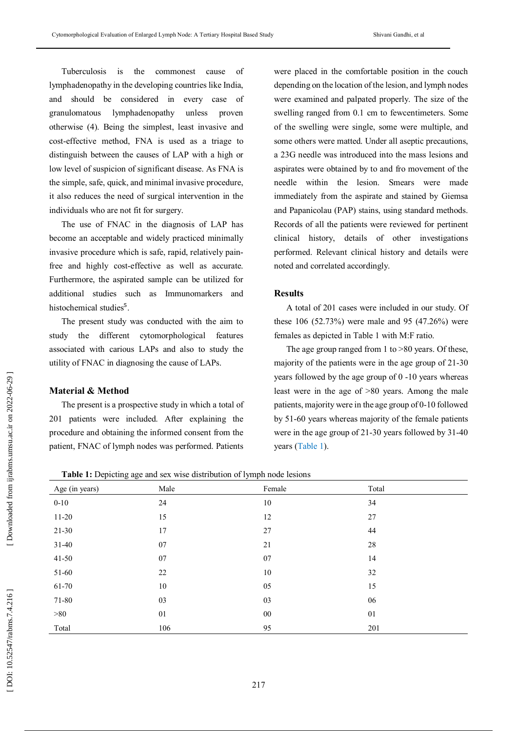Tuberculosis is the commonest cause of lymphadenopathy in the developing countries like India, and should be considered in every case of granulomatous lymphadenopathy unless proven otherwise (4). Being the simplest, least invasive and cost-effective method, FNA is used as a triage to distinguish between the causes of LAP with a high or low level of suspicion of significant disease. As FNA is the simple, safe, quick, and minimal invasive procedure, it also reduces the need of surgical intervention in the individuals who are not fit for surgery.

The use of FNAC in the diagnosis of LAP has become an acceptable and widely practiced minimally invasive procedure which is safe, rapid, relatively pain-free and highly cost-effective as well as accurate. Furthermore, the aspirated sample can be utilized for additional studies such as Immunomarkers and histochemical studies[5].

The present study was conducted with the aim to study the different cytomorphological features associated with carious LAPs and also to study the utility of FNAC in diagnosing the cause of LAPs.

## Material & Method

The present is a prospective study in which a total of 201 patients were included. After explaining the procedure and obtaining the informed consent from the patient, FNAC of lymph nodes was performed. Patients were placed in the comfortable position in the couch depending on the location of the lesion, and lymph nodes were examined and palpated properly. The size of the swelling ranged from 0.1 cm to fewcentimeters. Some of the swelling were single, some were multiple, and some others were matted. Under all aseptic precautions, a 23G needle was introduced into the mass lesions and aspirates were obtained by to and fro movement of the needle within the lesion. Smears were made immediately from the aspirate and stained by Giemsa and Papanicolau (PAP) stains, using standard methods. Records of all the patients were reviewed for pertinent clinical history, details of other investigations performed. Relevant clinical history and details were noted and correlated accordingly.

## Results

A total of 201 cases were included in our study. Of these 106 (52.73%) were male and 95 (47.26%) were females as depicted in Table 1 with M:F ratio.

The age group ranged from 1 to >80 years. Of these, majority of the patients were in the age group of 21-30 years followed by the age group of 0 -10 years whereas least were in the age of >80 years. Among the male patients, majority were in the age group of 0-10 followed by 51-60 years whereas majority of the female patients were in the age group of 21-30 years followed by 31-40 years (Table 1).

**Table 1:** Depicting age and sex wise distribution of lymph node lesions

| Age (in years) | Male | Female | Total |
|---|---|---|---|
| 0-10 | 24 | 10 | 34 |
| 11-20 | 15 | 12 | 27 |
| 21-30 | 17 | 27 | 44 |
| 31-40 | 07 | 21 | 28 |
| 41-50 | 07 | 07 | 14 |
| 51-60 | 22 | 10 | 32 |
| 61-70 | 10 | 05 | 15 |
| 71-80 | 03 | 03 | 06 |
| >80 | 01 | 00 | 01 |
| Total | 106 | 95 | 201 |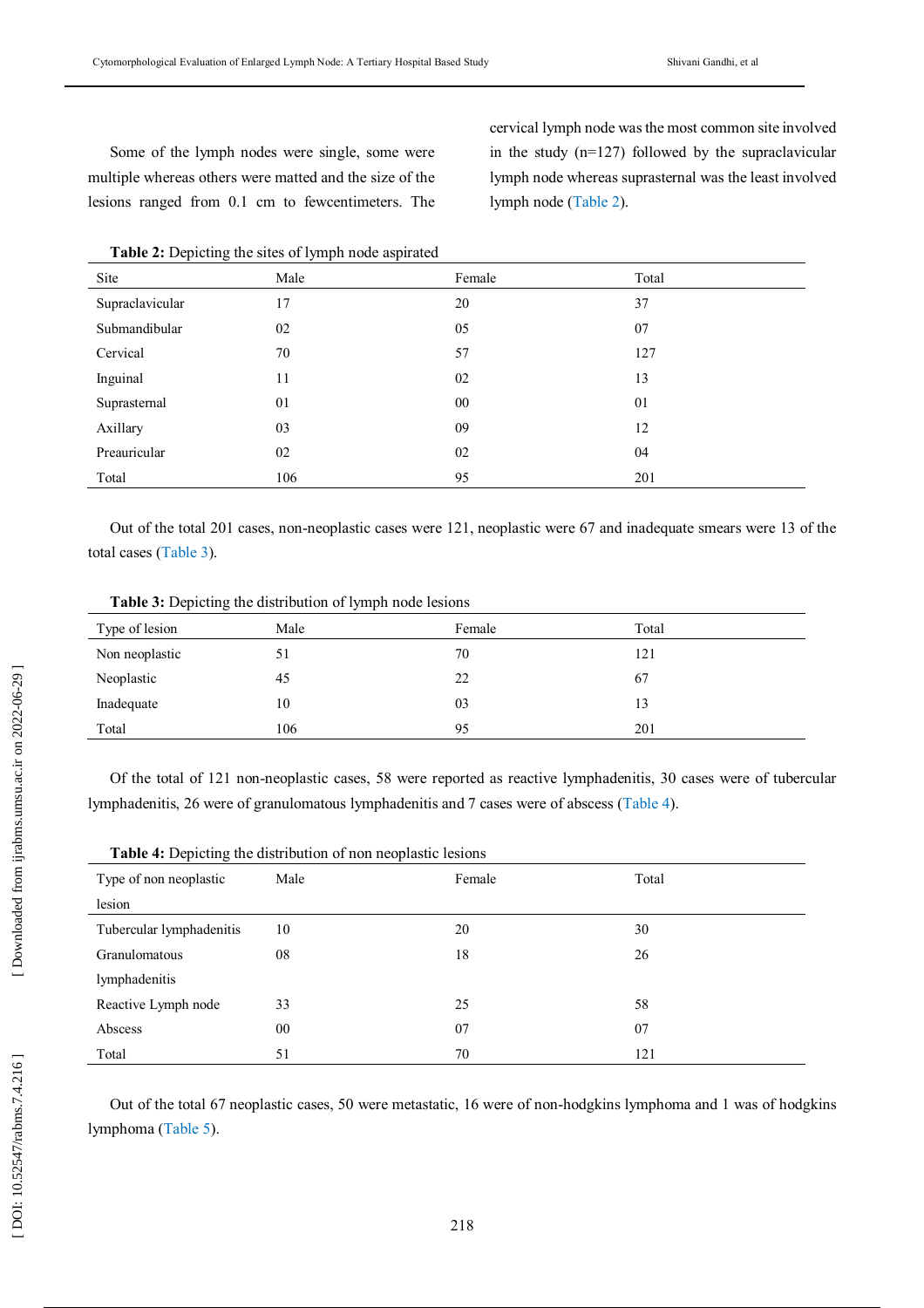Some of the lymph nodes were single, some were multiple whereas others were matted and the size of the lesions ranged from 0.1 cm to fewcentimeters. The cervical lymph node was the most common site involved in the study (n=127) followed by the supraclavicular lymph node whereas suprasternal was the least involved lymph node (Table 2).

**Table 2:** Depicting the sites of lymph node aspirated

| Site | Male | Female | Total |
|---|---|---|---|
| Supraclavicular | 17 | 20 | 37 |
| Submandibular | 02 | 05 | 07 |
| Cervical | 70 | 57 | 127 |
| Inguinal | 11 | 02 | 13 |
| Suprasternal | 01 | 00 | 01 |
| Axillary | 03 | 09 | 12 |
| Preauricular | 02 | 02 | 04 |
| Total | 106 | 95 | 201 |

Out of the total 201 cases, non-neoplastic cases were 121, neoplastic were 67 and inadequate smears were 13 of the total cases (Table 3).

**Table 3:** Depicting the distribution of lymph node lesions

| Type of lesion | Male | Female | Total |
|---|---|---|---|
| Non neoplastic | 51 | 70 | 121 |
| Neoplastic | 45 | 22 | 67 |
| Inadequate | 10 | 03 | 13 |
| Total | 106 | 95 | 201 |

Of the total of 121 non-neoplastic cases, 58 were reported as reactive lymphadenitis, 30 cases were of tubercular lymphadenitis, 26 were of granulomatous lymphadenitis and 7 cases were of abscess (Table 4).

**Table 4:** Depicting the distribution of non neoplastic lesions

| Type of non neoplastic lesion | Male | Female | Total |
|---|---|---|---|
| Tubercular lymphadenitis | 10 | 20 | 30 |
| Granulomatous lymphadenitis | 08 | 18 | 26 |
| Reactive Lymph node | 33 | 25 | 58 |
| Abscess | 00 | 07 | 07 |
| Total | 51 | 70 | 121 |

Out of the total 67 neoplastic cases, 50 were metastatic, 16 were of non-hodgkins lymphoma and 1 was of hodgkins lymphoma (Table 5).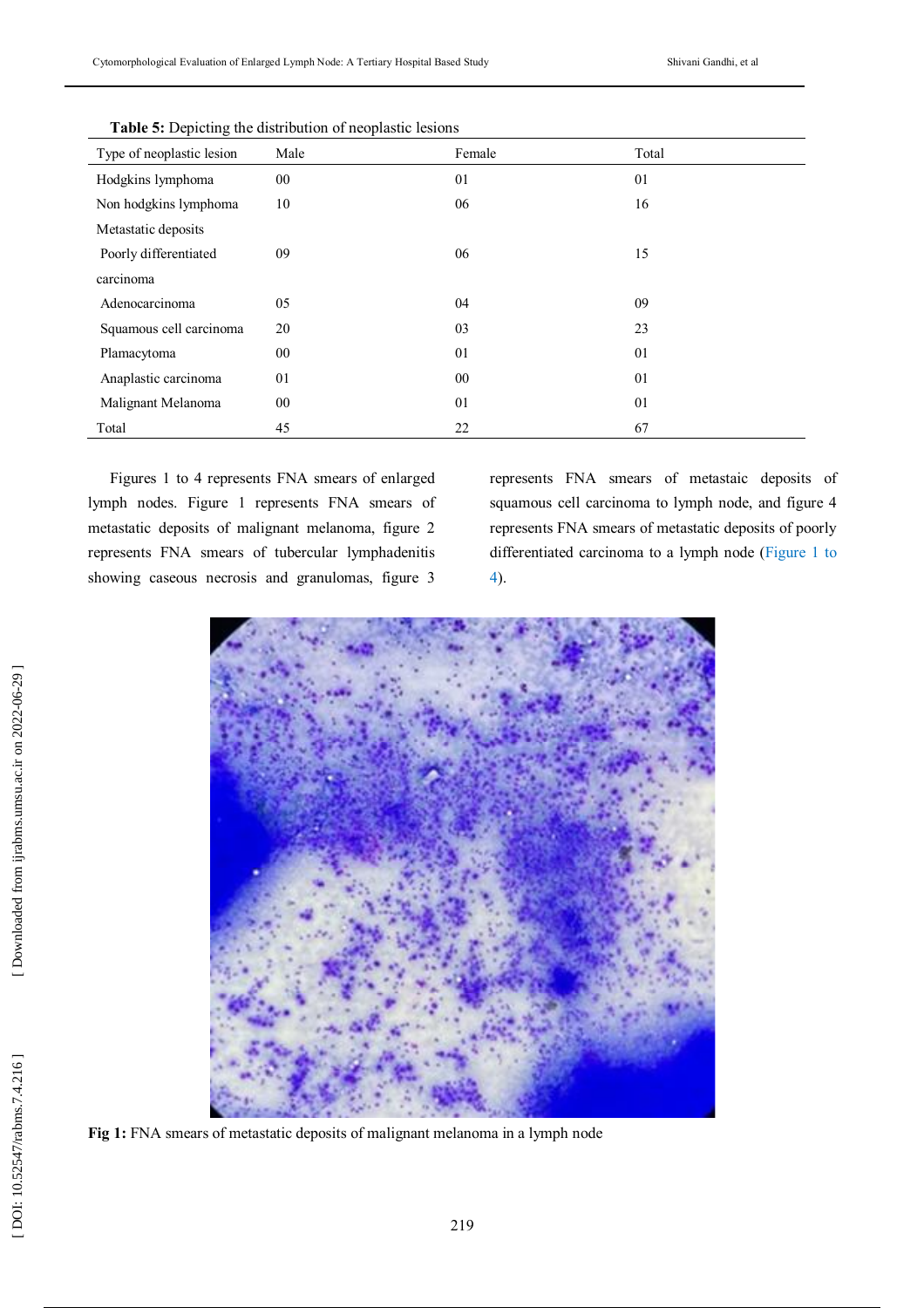**Table 5:** Depicting the distribution of neoplastic lesions

| Type of neoplastic lesion | Male | Female | Total |
|---|---|---|---|
| Hodgkins lymphoma | 00 | 01 | 01 |
| Non hodgkins lymphoma | 10 | 06 | 16 |
| Metastatic deposits | | | |
| Poorly differentiated carcinoma | 09 | 06 | 15 |
| Adenocarcinoma | 05 | 04 | 09 |
| Squamous cell carcinoma | 20 | 03 | 23 |
| Plamacytoma | 00 | 01 | 01 |
| Anaplastic carcinoma | 01 | 00 | 01 |
| Malignant Melanoma | 00 | 01 | 01 |
| Total | 45 | 22 | 67 |

Figures 1 to 4 represents FNA smears of enlarged lymph nodes. Figure 1 represents FNA smears of metastatic deposits of malignant melanoma, figure 2 represents FNA smears of tubercular lymphadenitis showing caseous necrosis and granulomas, figure 3 represents FNA smears of metastaic deposits of squamous cell carcinoma to lymph node, and figure 4 represents FNA smears of metastatic deposits of poorly differentiated carcinoma to a lymph node (Figure 1 to 4).

**Fig 1:** FNA smears of metastatic deposits of malignant melanoma in a lymph node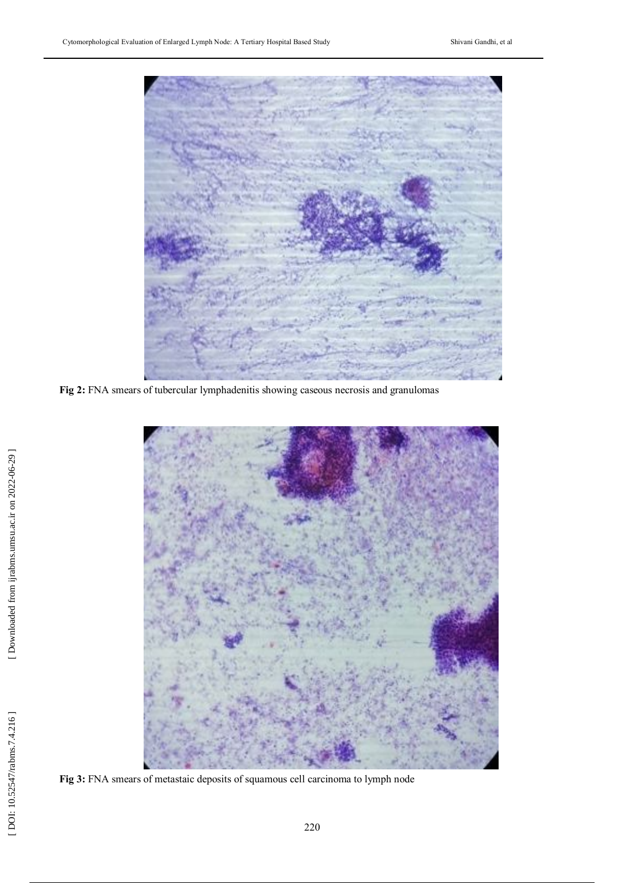**Fig 2:** FNA smears of tubercular lymphadenitis showing caseous necrosis and granulomas

**Fig 3:** FNA smears of metastaic deposits of squamous cell carcinoma to lymph node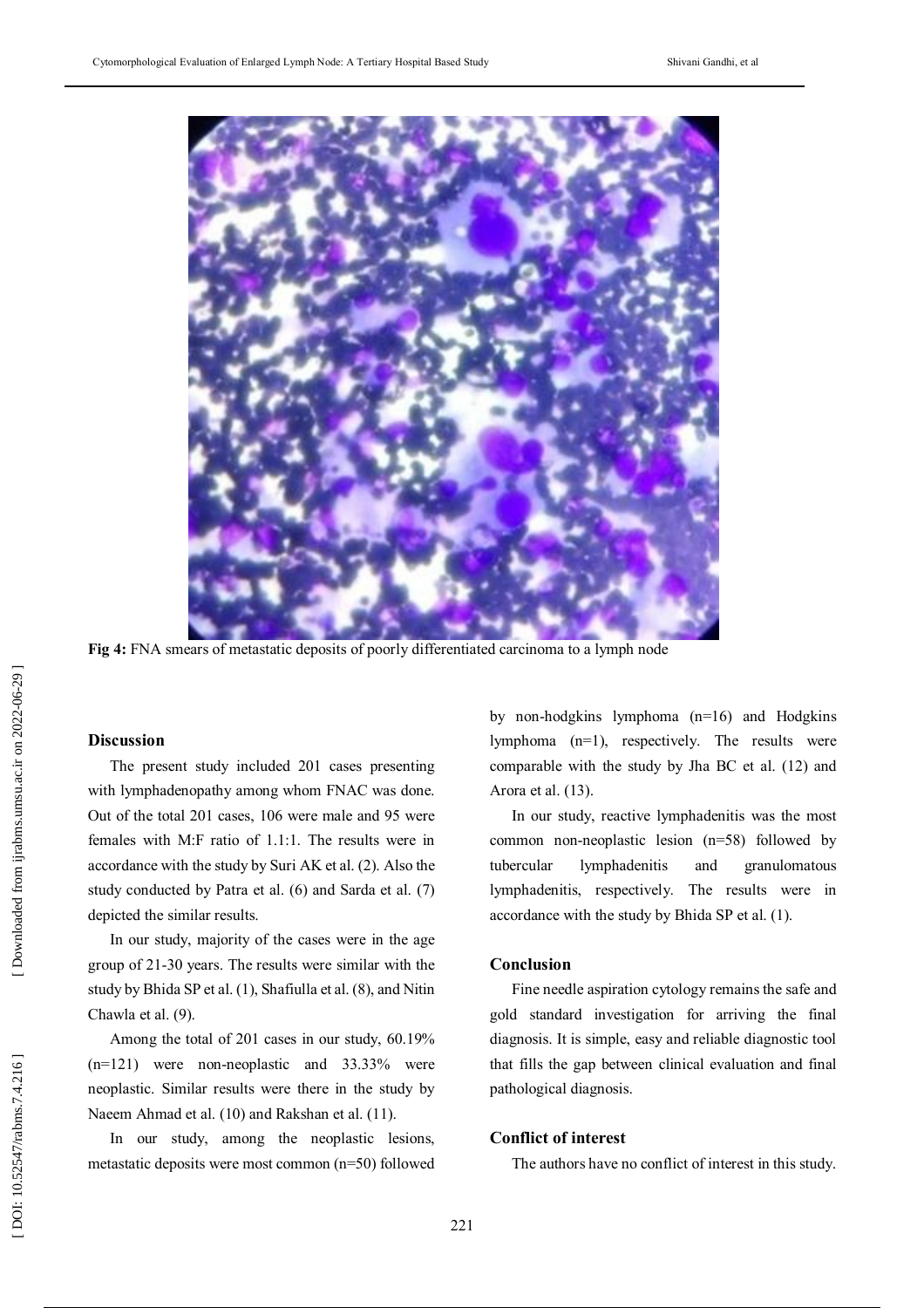**Fig 4:** FNA smears of metastatic deposits of poorly differentiated carcinoma to a lymph node

## Discussion

The present study included 201 cases presenting with lymphadenopathy among whom FNAC was done. Out of the total 201 cases, 106 were male and 95 were females with M:F ratio of 1.1:1. The results were in accordance with the study by Suri AK et al. (2). Also the study conducted by Patra et al. (6) and Sarda et al. (7) depicted the similar results.

In our study, majority of the cases were in the age group of 21-30 years. The results were similar with the study by Bhida SP et al. (1), Shafiulla et al. (8), and Nitin Chawla et al. (9).

Among the total of 201 cases in our study, 60.19% (n=121) were non-neoplastic and 33.33% were neoplastic. Similar results were there in the study by Naeem Ahmad et al. (10) and Rakshan et al. (11).

In our study, among the neoplastic lesions, metastatic deposits were most common (n=50) followed by non-hodgkins lymphoma (n=16) and Hodgkins lymphoma (n=1), respectively. The results were comparable with the study by Jha BC et al. (12) and Arora et al. (13).

In our study, reactive lymphadenitis was the most common non-neoplastic lesion (n=58) followed by tubercular lymphadenitis and granulomatous lymphadenitis, respectively. The results were in accordance with the study by Bhida SP et al. (1).

## Conclusion

Fine needle aspiration cytology remains the safe and gold standard investigation for arriving the final diagnosis. It is simple, easy and reliable diagnostic tool that fills the gap between clinical evaluation and final pathological diagnosis.

## Conflict of interest

The authors have no conflict of interest in this study.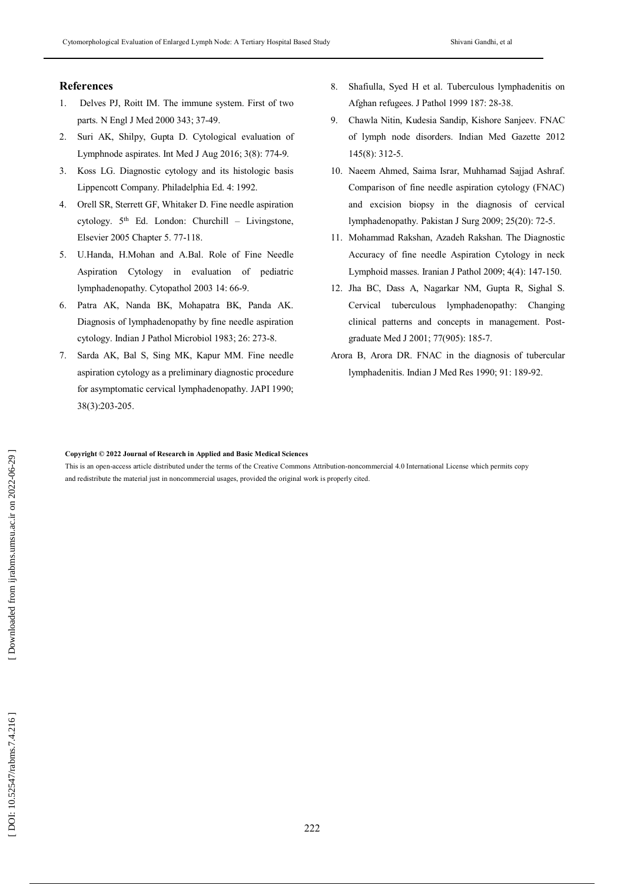## References

1. Delves PJ, Roitt IM. The immune system. First of two parts. N Engl J Med 2000 343; 37-49.
2. Suri AK, Shilpy, Gupta D. Cytological evaluation of Lymphnode aspirates. Int Med J Aug 2016; 3(8): 774-9.
3. Koss LG. Diagnostic cytology and its histologic basis Lippencott Company. Philadelphia Ed. 4: 1992.
4. Orell SR, Sterrett GF, Whitaker D. Fine needle aspiration cytology. 5th Ed. London: Churchill – Livingstone, Elsevier 2005 Chapter 5. 77-118.
5. U.Handa, H.Mohan and A.Bal. Role of Fine Needle Aspiration Cytology in evaluation of pediatric lymphadenopathy. Cytopathol 2003 14: 66-9.
6. Patra AK, Nanda BK, Mohapatra BK, Panda AK. Diagnosis of lymphadenopathy by fine needle aspiration cytology. Indian J Pathol Microbiol 1983; 26: 273-8.
7. Sarda AK, Bal S, Sing MK, Kapur MM. Fine needle aspiration cytology as a preliminary diagnostic procedure for asymptomatic cervical lymphadenopathy. JAPI 1990; 38(3):203-205.
8. Shafiulla, Syed H et al. Tuberculous lymphadenitis on Afghan refugees. J Pathol 1999 187: 28-38.
9. Chawla Nitin, Kudesia Sandip, Kishore Sanjeev. FNAC of lymph node disorders. Indian Med Gazette 2012 145(8): 312-5.
10. Naeem Ahmed, Saima Israr, Muhhamad Sajjad Ashraf. Comparison of fine needle aspiration cytology (FNAC) and excision biopsy in the diagnosis of cervical lymphadenopathy. Pakistan J Surg 2009; 25(20): 72-5.
11. Mohammad Rakshan, Azadeh Rakshan. The Diagnostic Accuracy of fine needle Aspiration Cytology in neck Lymphoid masses. Iranian J Pathol 2009; 4(4): 147-150.
12. Jha BC, Dass A, Nagarkar NM, Gupta R, Sighal S. Cervical tuberculous lymphadenopathy: Changing clinical patterns and concepts in management. Post-graduate Med J 2001; 77(905): 185-7.

Arora B, Arora DR. FNAC in the diagnosis of tubercular lymphadenitis. Indian J Med Res 1990; 91: 189-92.

**Copyright © 2022 Journal of Research in Applied and Basic Medical Sciences**

This is an open-access article distributed under the terms of the Creative Commons Attribution-noncommercial 4.0 International License which permits copy and redistribute the material just in noncommercial usages, provided the original work is properly cited.